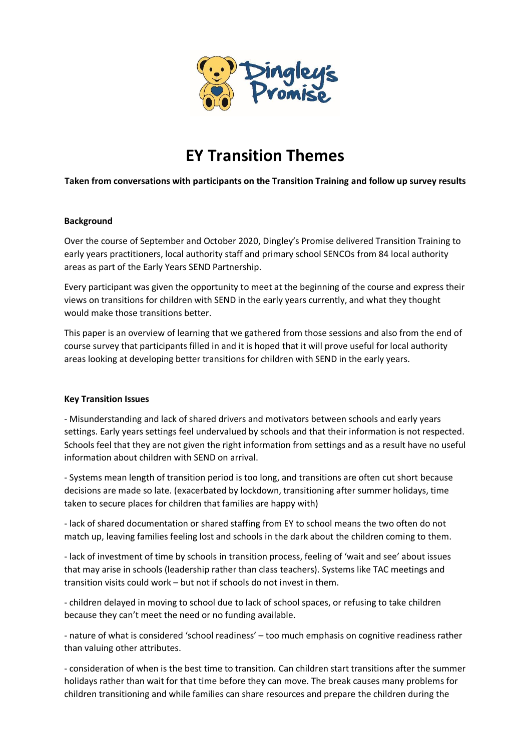# EY Transition Themes

**Taken from conversations with participants on the Transition Training and follow up survey results**

**Background**

Over the course of September and October 2020, Dingley's Promise delivered Transition Training to early years practitioners, local authority staff and primary school SENCOs from 84 local authority areas as part of the Early Years SEND Partnership.

Every participant was given the opportunity to meet at the beginning of the course and express their views on transitions for children with SEND in the early years currently, and what they thought would make those transitions better.

This paper is an overview of learning that we gathered from those sessions and also from the end of course survey that participants filled in and it is hoped that it will prove useful for local authority areas looking at developing better transitions for children with SEND in the early years.

**Key Transition Issues**

- Misunderstanding and lack of shared drivers and motivators between schools and early years settings. Early years settings feel undervalued by schools and that their information is not respected. Schools feel that they are not given the right information from settings and as a result have no useful information about children with SEND on arrival.

- Systems mean length of transition period is too long, and transitions are often cut short because decisions are made so late. (exacerbated by lockdown, transitioning after summer holidays, time taken to secure places for children that families are happy with)

- lack of shared documentation or shared staffing from EY to school means the two often do not match up, leaving families feeling lost and schools in the dark about the children coming to them.

- lack of investment of time by schools in transition process, feeling of 'wait and see' about issues that may arise in schools (leadership rather than class teachers). Systems like TAC meetings and transition visits could work – but not if schools do not invest in them.

- children delayed in moving to school due to lack of school spaces, or refusing to take children because they can't meet the need or no funding available.

- nature of what is considered 'school readiness' – too much emphasis on cognitive readiness rather than valuing other attributes.

- consideration of when is the best time to transition. Can children start transitions after the summer holidays rather than wait for that time before they can move. The break causes many problems for children transitioning and while families can share resources and prepare the children during the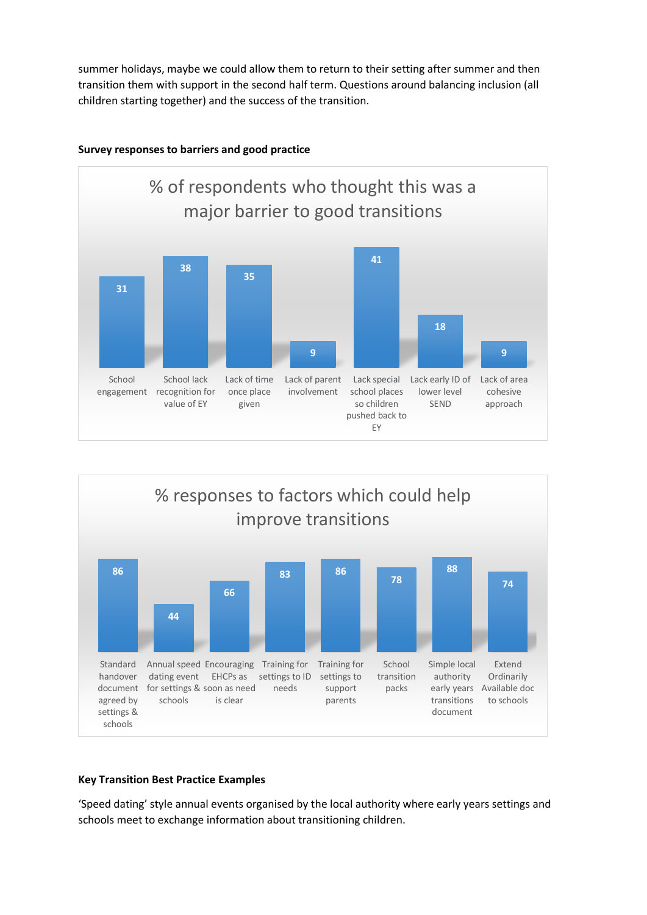summer holidays, maybe we could allow them to return to their setting after summer and then transition them with support in the second half term. Questions around balancing inclusion (all children starting together) and the success of the transition.

**Survey responses to barriers and good practice**

% of respondents who thought this was a major barrier to good transitions

| Barrier | % |
| --- | --- |
| School engagement | 31 |
| School lack recognition for value of EY | 38 |
| Lack of time once place given | 35 |
| Lack of parent involvement | 9 |
| Lack special school places so children pushed back to EY | 41 |
| Lack early ID of lower level SEND | 18 |
| Lack of area cohesive approach | 9 |

% responses to factors which could help improve transitions

| Factor | % |
| --- | --- |
| Standard handover document agreed by settings & schools | 86 |
| Annual speed dating event for settings & schools | 44 |
| Encouraging EHCPs as soon as need is clear | 66 |
| Training for settings to ID needs | 83 |
| Training for settings to support parents | 86 |
| School transition packs | 78 |
| Simple local authority early years transitions document | 88 |
| Extend Ordinarily Available doc to schools | 74 |

**Key Transition Best Practice Examples**

'Speed dating' style annual events organised by the local authority where early years settings and schools meet to exchange information about transitioning children.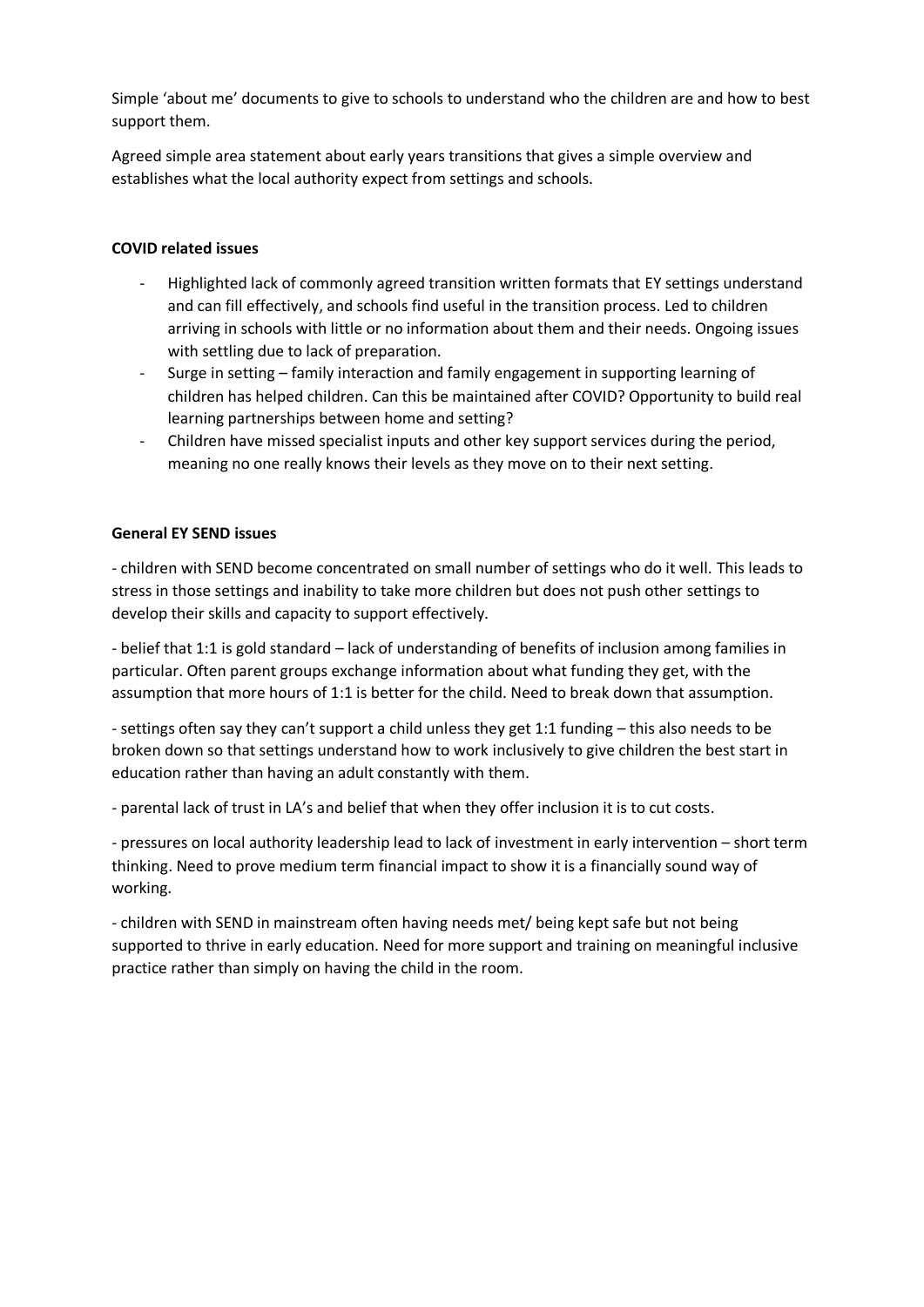Simple 'about me' documents to give to schools to understand who the children are and how to best support them.

Agreed simple area statement about early years transitions that gives a simple overview and establishes what the local authority expect from settings and schools.

**COVID related issues**

- Highlighted lack of commonly agreed transition written formats that EY settings understand and can fill effectively, and schools find useful in the transition process. Led to children arriving in schools with little or no information about them and their needs. Ongoing issues with settling due to lack of preparation.
- Surge in setting – family interaction and family engagement in supporting learning of children has helped children. Can this be maintained after COVID? Opportunity to build real learning partnerships between home and setting?
- Children have missed specialist inputs and other key support services during the period, meaning no one really knows their levels as they move on to their next setting.

**General EY SEND issues**

- children with SEND become concentrated on small number of settings who do it well. This leads to stress in those settings and inability to take more children but does not push other settings to develop their skills and capacity to support effectively.

- belief that 1:1 is gold standard – lack of understanding of benefits of inclusion among families in particular. Often parent groups exchange information about what funding they get, with the assumption that more hours of 1:1 is better for the child. Need to break down that assumption.

- settings often say they can't support a child unless they get 1:1 funding – this also needs to be broken down so that settings understand how to work inclusively to give children the best start in education rather than having an adult constantly with them.

- parental lack of trust in LA's and belief that when they offer inclusion it is to cut costs.

- pressures on local authority leadership lead to lack of investment in early intervention – short term thinking. Need to prove medium term financial impact to show it is a financially sound way of working.

- children with SEND in mainstream often having needs met/ being kept safe but not being supported to thrive in early education. Need for more support and training on meaningful inclusive practice rather than simply on having the child in the room.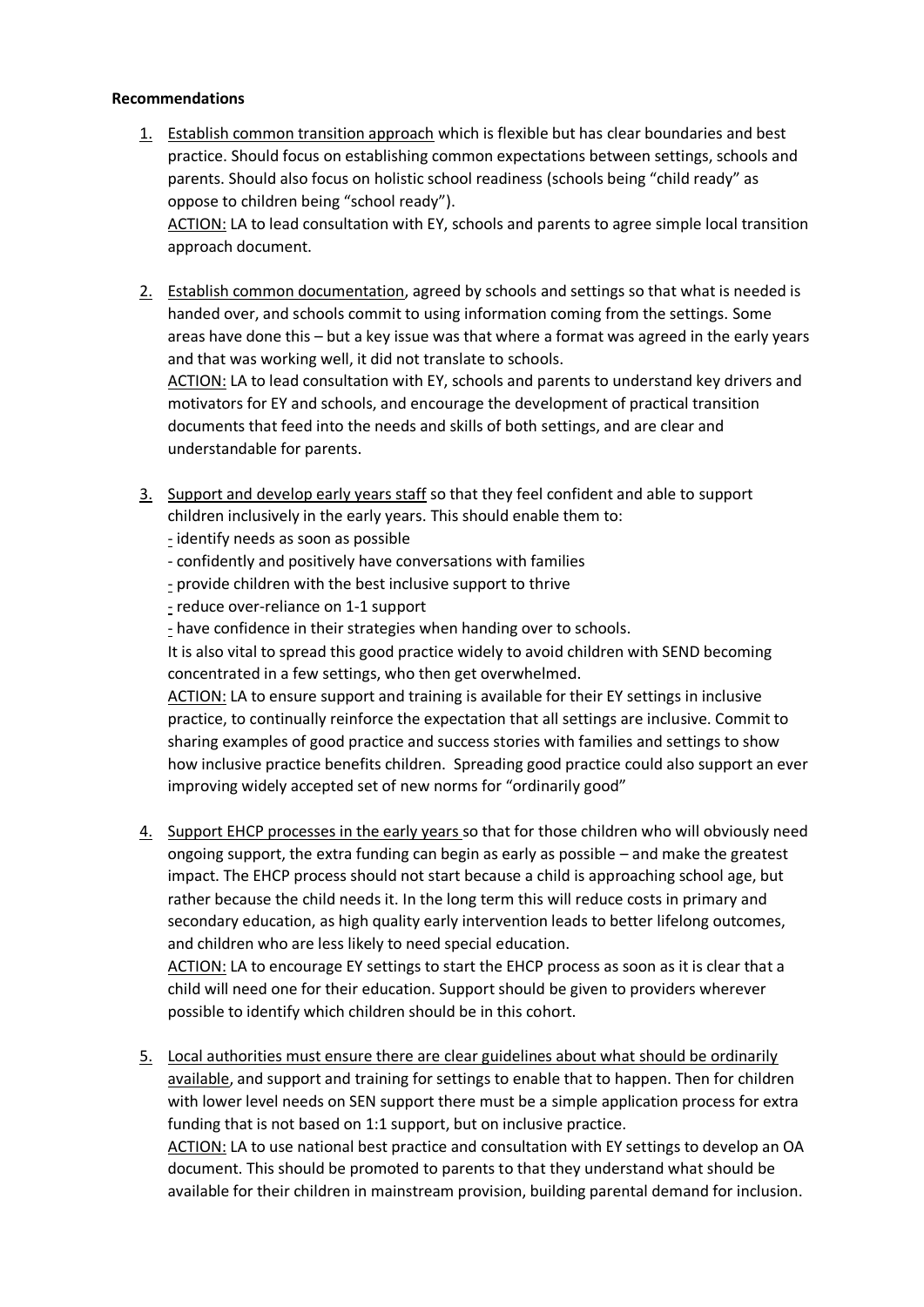**Recommendations**

1. Establish common transition approach which is flexible but has clear boundaries and best practice. Should focus on establishing common expectations between settings, schools and parents. Should also focus on holistic school readiness (schools being "child ready" as oppose to children being "school ready").
   ACTION: LA to lead consultation with EY, schools and parents to agree simple local transition approach document.

2. Establish common documentation, agreed by schools and settings so that what is needed is handed over, and schools commit to using information coming from the settings. Some areas have done this – but a key issue was that where a format was agreed in the early years and that was working well, it did not translate to schools.
   ACTION: LA to lead consultation with EY, schools and parents to understand key drivers and motivators for EY and schools, and encourage the development of practical transition documents that feed into the needs and skills of both settings, and are clear and understandable for parents.

3. Support and develop early years staff so that they feel confident and able to support children inclusively in the early years. This should enable them to:
   - identify needs as soon as possible
   - confidently and positively have conversations with families
   - provide children with the best inclusive support to thrive
   - reduce over-reliance on 1-1 support
   - have confidence in their strategies when handing over to schools.

   It is also vital to spread this good practice widely to avoid children with SEND becoming concentrated in a few settings, who then get overwhelmed.
   ACTION: LA to ensure support and training is available for their EY settings in inclusive practice, to continually reinforce the expectation that all settings are inclusive. Commit to sharing examples of good practice and success stories with families and settings to show how inclusive practice benefits children. Spreading good practice could also support an ever improving widely accepted set of new norms for "ordinarily good"

4. Support EHCP processes in the early years so that for those children who will obviously need ongoing support, the extra funding can begin as early as possible – and make the greatest impact. The EHCP process should not start because a child is approaching school age, but rather because the child needs it. In the long term this will reduce costs in primary and secondary education, as high quality early intervention leads to better lifelong outcomes, and children who are less likely to need special education.
   ACTION: LA to encourage EY settings to start the EHCP process as soon as it is clear that a child will need one for their education. Support should be given to providers wherever possible to identify which children should be in this cohort.

5. Local authorities must ensure there are clear guidelines about what should be ordinarily available, and support and training for settings to enable that to happen. Then for children with lower level needs on SEN support there must be a simple application process for extra funding that is not based on 1:1 support, but on inclusive practice.
   ACTION: LA to use national best practice and consultation with EY settings to develop an OA document. This should be promoted to parents to that they understand what should be available for their children in mainstream provision, building parental demand for inclusion.